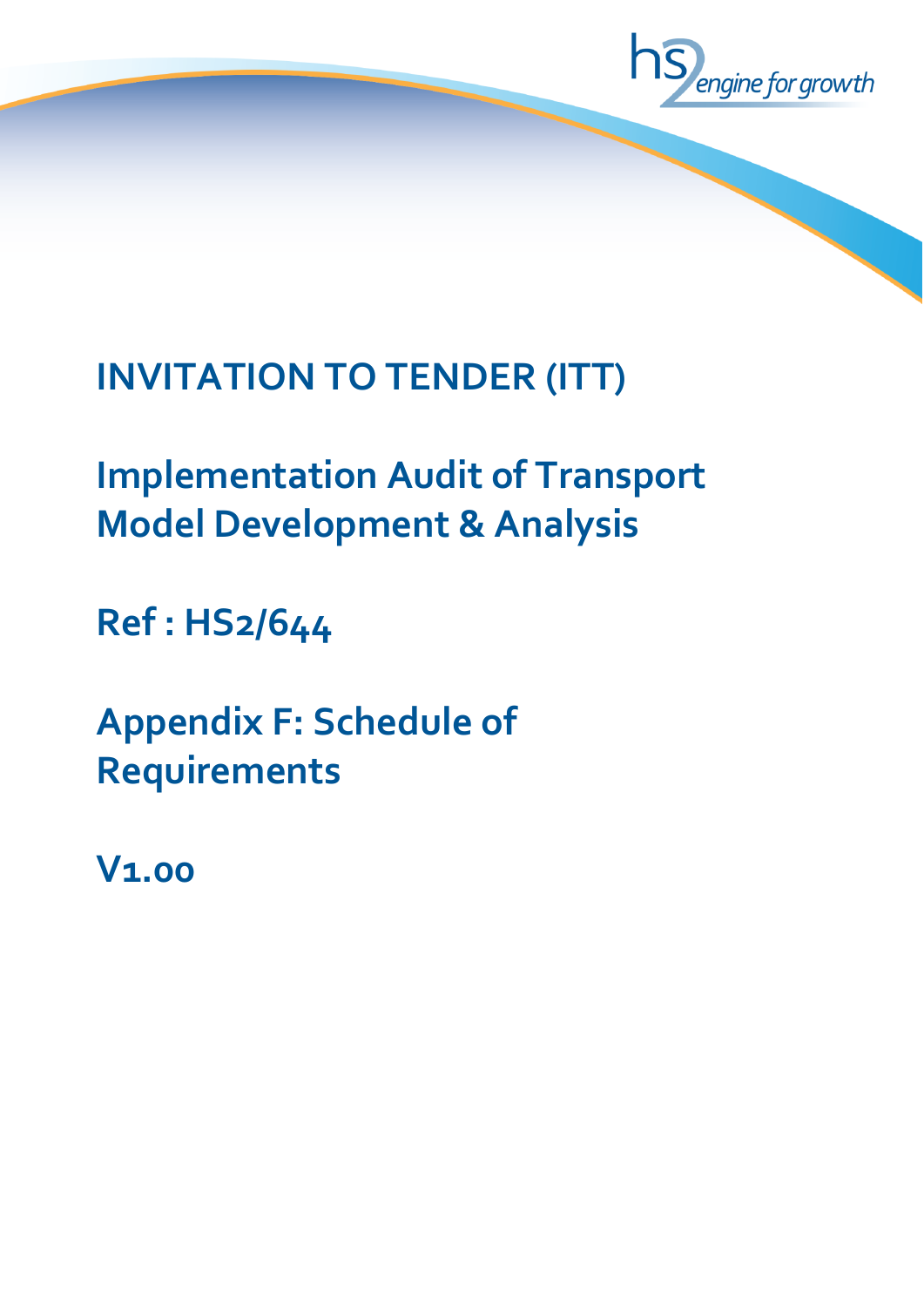# INVITATION TO TENDER (ITT)

## Implementation Audit of Transport Model Development & Analysis

## Ref : HS2/644

## Appendix F: Schedule of Requirements

## V1.00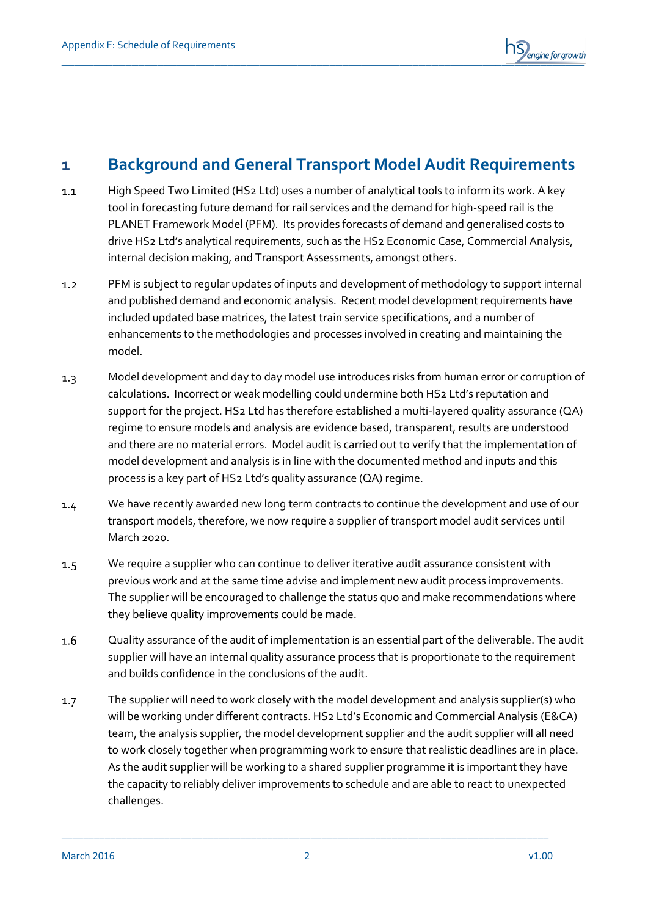# 1 Background and General Transport Model Audit Requirements

1.1 High Speed Two Limited (HS2 Ltd) uses a number of analytical tools to inform its work. A key tool in forecasting future demand for rail services and the demand for high-speed rail is the PLANET Framework Model (PFM). Its provides forecasts of demand and generalised costs to drive HS2 Ltd's analytical requirements, such as the HS2 Economic Case, Commercial Analysis, internal decision making, and Transport Assessments, amongst others.

1.2 PFM is subject to regular updates of inputs and development of methodology to support internal and published demand and economic analysis. Recent model development requirements have included updated base matrices, the latest train service specifications, and a number of enhancements to the methodologies and processes involved in creating and maintaining the model.

1.3 Model development and day to day model use introduces risks from human error or corruption of calculations. Incorrect or weak modelling could undermine both HS2 Ltd's reputation and support for the project. HS2 Ltd has therefore established a multi-layered quality assurance (QA) regime to ensure models and analysis are evidence based, transparent, results are understood and there are no material errors. Model audit is carried out to verify that the implementation of model development and analysis is in line with the documented method and inputs and this process is a key part of HS2 Ltd's quality assurance (QA) regime.

1.4 We have recently awarded new long term contracts to continue the development and use of our transport models, therefore, we now require a supplier of transport model audit services until March 2020.

1.5 We require a supplier who can continue to deliver iterative audit assurance consistent with previous work and at the same time advise and implement new audit process improvements. The supplier will be encouraged to challenge the status quo and make recommendations where they believe quality improvements could be made.

1.6 Quality assurance of the audit of implementation is an essential part of the deliverable. The audit supplier will have an internal quality assurance process that is proportionate to the requirement and builds confidence in the conclusions of the audit.

1.7 The supplier will need to work closely with the model development and analysis supplier(s) who will be working under different contracts. HS2 Ltd's Economic and Commercial Analysis (E&CA) team, the analysis supplier, the model development supplier and the audit supplier will all need to work closely together when programming work to ensure that realistic deadlines are in place. As the audit supplier will be working to a shared supplier programme it is important they have the capacity to reliably deliver improvements to schedule and are able to react to unexpected challenges.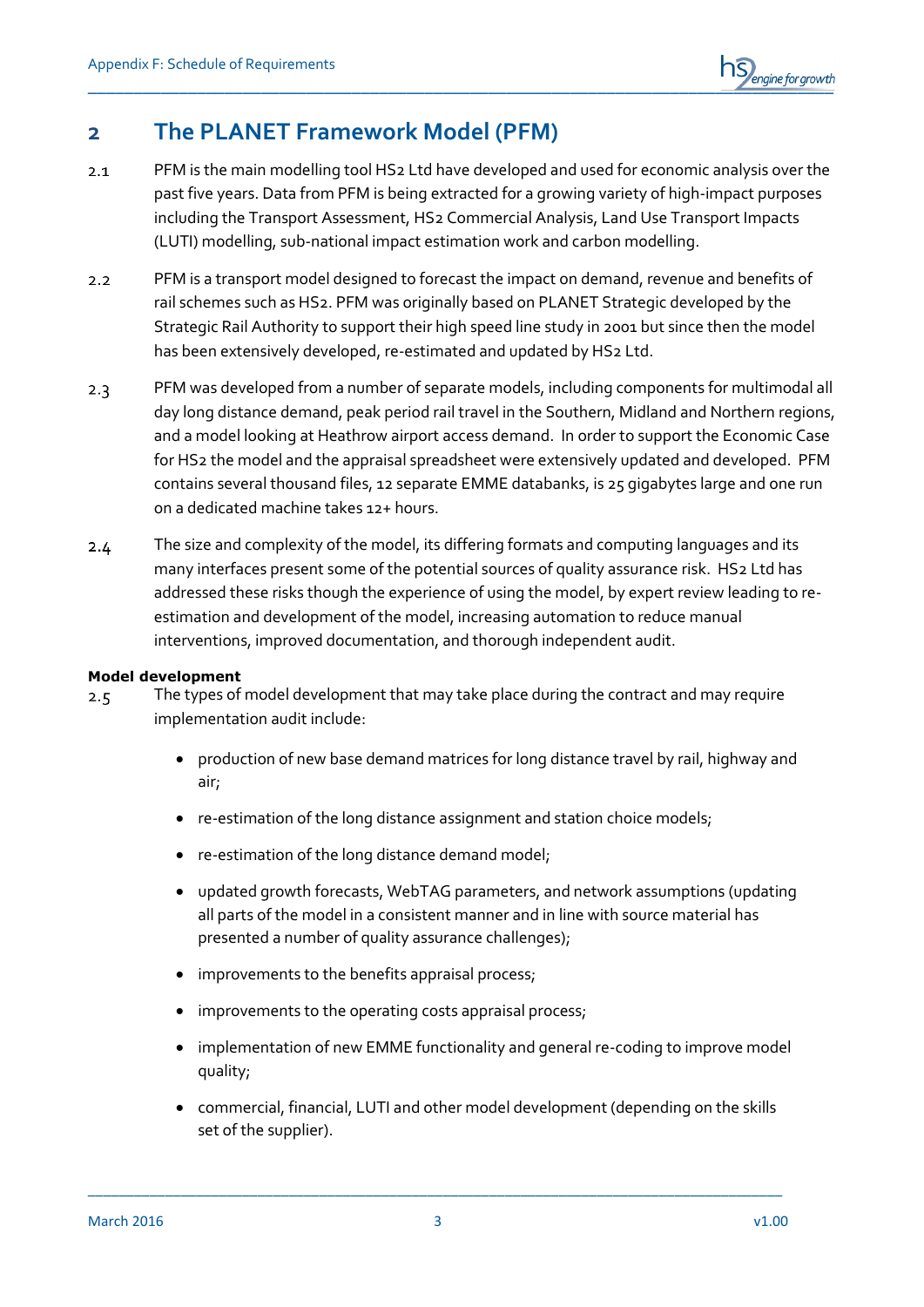## 2 The PLANET Framework Model (PFM)

2.1 PFM is the main modelling tool HS2 Ltd have developed and used for economic analysis over the past five years. Data from PFM is being extracted for a growing variety of high-impact purposes including the Transport Assessment, HS2 Commercial Analysis, Land Use Transport Impacts (LUTI) modelling, sub-national impact estimation work and carbon modelling.

2.2 PFM is a transport model designed to forecast the impact on demand, revenue and benefits of rail schemes such as HS2. PFM was originally based on PLANET Strategic developed by the Strategic Rail Authority to support their high speed line study in 2001 but since then the model has been extensively developed, re-estimated and updated by HS2 Ltd.

2.3 PFM was developed from a number of separate models, including components for multimodal all day long distance demand, peak period rail travel in the Southern, Midland and Northern regions, and a model looking at Heathrow airport access demand. In order to support the Economic Case for HS2 the model and the appraisal spreadsheet were extensively updated and developed. PFM contains several thousand files, 12 separate EMME databanks, is 25 gigabytes large and one run on a dedicated machine takes 12+ hours.

2.4 The size and complexity of the model, its differing formats and computing languages and its many interfaces present some of the potential sources of quality assurance risk. HS2 Ltd has addressed these risks though the experience of using the model, by expert review leading to re-estimation and development of the model, increasing automation to reduce manual interventions, improved documentation, and thorough independent audit.

**Model development**

2.5 The types of model development that may take place during the contract and may require implementation audit include:

- production of new base demand matrices for long distance travel by rail, highway and air;
- re-estimation of the long distance assignment and station choice models;
- re-estimation of the long distance demand model;
- updated growth forecasts, WebTAG parameters, and network assumptions (updating all parts of the model in a consistent manner and in line with source material has presented a number of quality assurance challenges);
- improvements to the benefits appraisal process;
- improvements to the operating costs appraisal process;
- implementation of new EMME functionality and general re-coding to improve model quality;
- commercial, financial, LUTI and other model development (depending on the skills set of the supplier).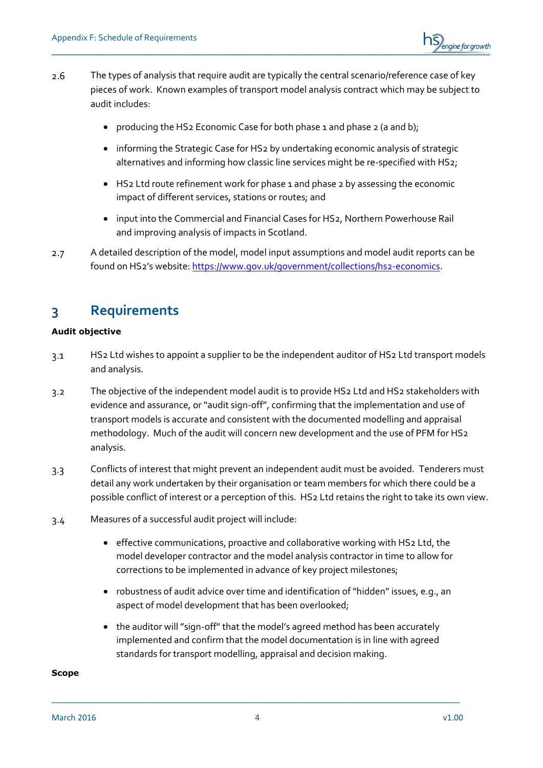2.6 The types of analysis that require audit are typically the central scenario/reference case of key pieces of work. Known examples of transport model analysis contract which may be subject to audit includes:

- producing the HS2 Economic Case for both phase 1 and phase 2 (a and b);
- informing the Strategic Case for HS2 by undertaking economic analysis of strategic alternatives and informing how classic line services might be re-specified with HS2;
- HS2 Ltd route refinement work for phase 1 and phase 2 by assessing the economic impact of different services, stations or routes; and
- input into the Commercial and Financial Cases for HS2, Northern Powerhouse Rail and improving analysis of impacts in Scotland.

2.7 A detailed description of the model, model input assumptions and model audit reports can be found on HS2's website: https://www.gov.uk/government/collections/hs2-economics.

# 3 Requirements

**Audit objective**

3.1 HS2 Ltd wishes to appoint a supplier to be the independent auditor of HS2 Ltd transport models and analysis.

3.2 The objective of the independent model audit is to provide HS2 Ltd and HS2 stakeholders with evidence and assurance, or "audit sign-off", confirming that the implementation and use of transport models is accurate and consistent with the documented modelling and appraisal methodology. Much of the audit will concern new development and the use of PFM for HS2 analysis.

3.3 Conflicts of interest that might prevent an independent audit must be avoided. Tenderers must detail any work undertaken by their organisation or team members for which there could be a possible conflict of interest or a perception of this. HS2 Ltd retains the right to take its own view.

3.4 Measures of a successful audit project will include:

- effective communications, proactive and collaborative working with HS2 Ltd, the model developer contractor and the model analysis contractor in time to allow for corrections to be implemented in advance of key project milestones;
- robustness of audit advice over time and identification of "hidden" issues, e.g., an aspect of model development that has been overlooked;
- the auditor will "sign-off" that the model's agreed method has been accurately implemented and confirm that the model documentation is in line with agreed standards for transport modelling, appraisal and decision making.

**Scope**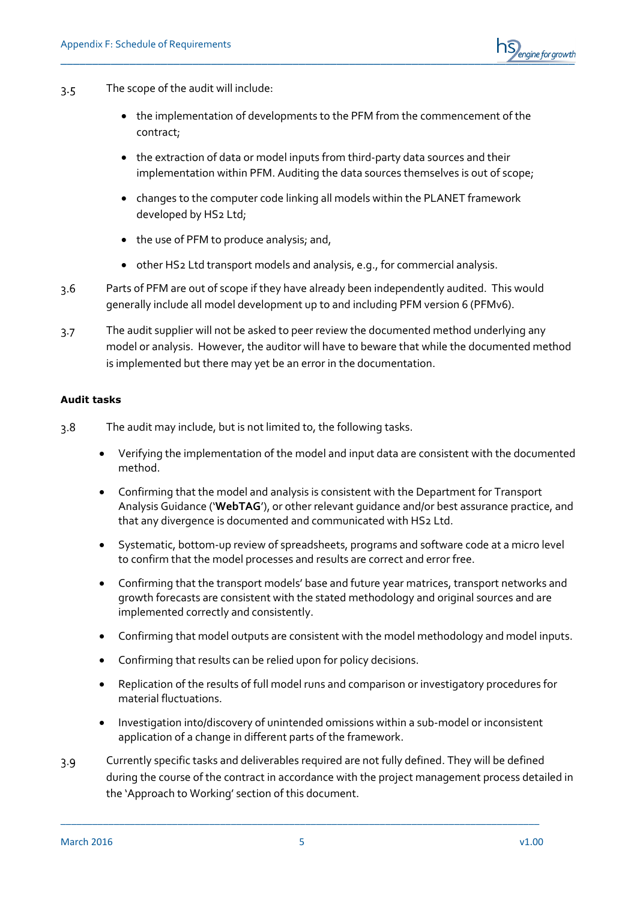3.5 The scope of the audit will include:

- the implementation of developments to the PFM from the commencement of the contract;
- the extraction of data or model inputs from third-party data sources and their implementation within PFM. Auditing the data sources themselves is out of scope;
- changes to the computer code linking all models within the PLANET framework developed by HS2 Ltd;
- the use of PFM to produce analysis; and,
- other HS2 Ltd transport models and analysis, e.g., for commercial analysis.

3.6 Parts of PFM are out of scope if they have already been independently audited. This would generally include all model development up to and including PFM version 6 (PFMv6).

3.7 The audit supplier will not be asked to peer review the documented method underlying any model or analysis. However, the auditor will have to beware that while the documented method is implemented but there may yet be an error in the documentation.

**Audit tasks**

3.8 The audit may include, but is not limited to, the following tasks.

- Verifying the implementation of the model and input data are consistent with the documented method.
- Confirming that the model and analysis is consistent with the Department for Transport Analysis Guidance ('**WebTAG**'), or other relevant guidance and/or best assurance practice, and that any divergence is documented and communicated with HS2 Ltd.
- Systematic, bottom-up review of spreadsheets, programs and software code at a micro level to confirm that the model processes and results are correct and error free.
- Confirming that the transport models' base and future year matrices, transport networks and growth forecasts are consistent with the stated methodology and original sources and are implemented correctly and consistently.
- Confirming that model outputs are consistent with the model methodology and model inputs.
- Confirming that results can be relied upon for policy decisions.
- Replication of the results of full model runs and comparison or investigatory procedures for material fluctuations.
- Investigation into/discovery of unintended omissions within a sub-model or inconsistent application of a change in different parts of the framework.

3.9 Currently specific tasks and deliverables required are not fully defined. They will be defined during the course of the contract in accordance with the project management process detailed in the 'Approach to Working' section of this document.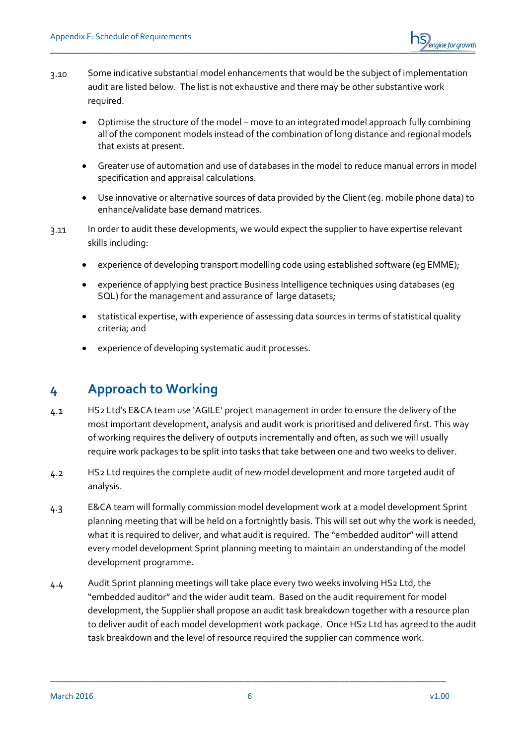3.10 Some indicative substantial model enhancements that would be the subject of implementation audit are listed below. The list is not exhaustive and there may be other substantive work required.

- Optimise the structure of the model – move to an integrated model approach fully combining all of the component models instead of the combination of long distance and regional models that exists at present.
- Greater use of automation and use of databases in the model to reduce manual errors in model specification and appraisal calculations.
- Use innovative or alternative sources of data provided by the Client (eg. mobile phone data) to enhance/validate base demand matrices.

3.11 In order to audit these developments, we would expect the supplier to have expertise relevant skills including:

- experience of developing transport modelling code using established software (eg EMME);
- experience of applying best practice Business Intelligence techniques using databases (eg SQL) for the management and assurance of large datasets;
- statistical expertise, with experience of assessing data sources in terms of statistical quality criteria; and
- experience of developing systematic audit processes.

# 4 Approach to Working

4.1 HS2 Ltd's E&CA team use 'AGILE' project management in order to ensure the delivery of the most important development, analysis and audit work is prioritised and delivered first. This way of working requires the delivery of outputs incrementally and often, as such we will usually require work packages to be split into tasks that take between one and two weeks to deliver.

4.2 HS2 Ltd requires the complete audit of new model development and more targeted audit of analysis.

4.3 E&CA team will formally commission model development work at a model development Sprint planning meeting that will be held on a fortnightly basis. This will set out why the work is needed, what it is required to deliver, and what audit is required. The "embedded auditor" will attend every model development Sprint planning meeting to maintain an understanding of the model development programme.

4.4 Audit Sprint planning meetings will take place every two weeks involving HS2 Ltd, the "embedded auditor" and the wider audit team. Based on the audit requirement for model development, the Supplier shall propose an audit task breakdown together with a resource plan to deliver audit of each model development work package. Once HS2 Ltd has agreed to the audit task breakdown and the level of resource required the supplier can commence work.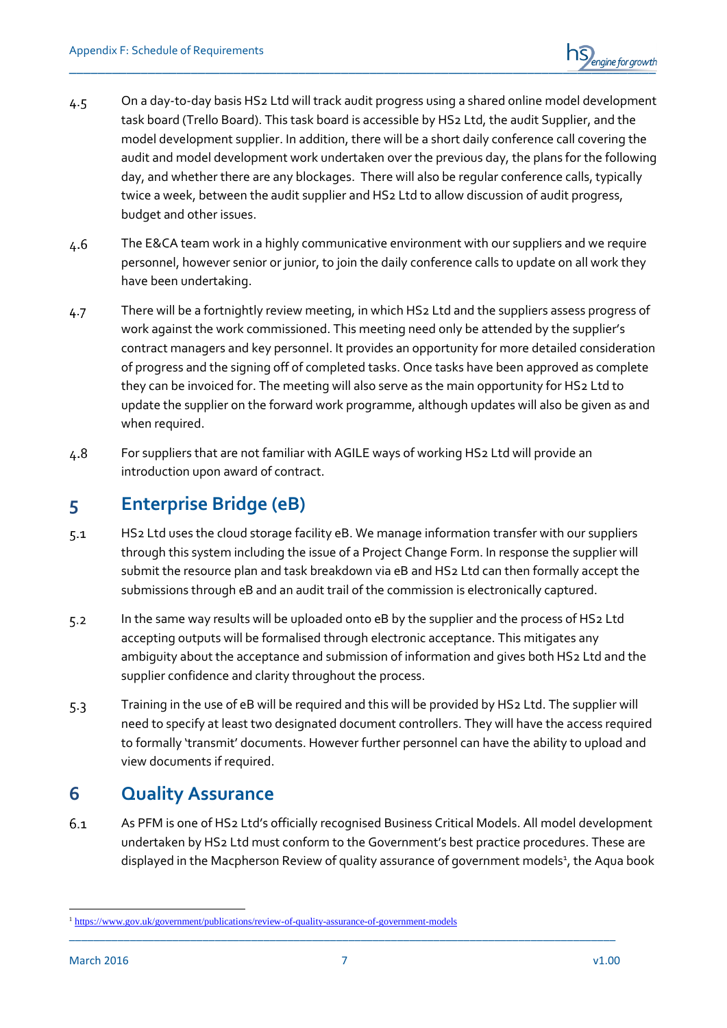4.5 On a day-to-day basis HS2 Ltd will track audit progress using a shared online model development task board (Trello Board). This task board is accessible by HS2 Ltd, the audit Supplier, and the model development supplier. In addition, there will be a short daily conference call covering the audit and model development work undertaken over the previous day, the plans for the following day, and whether there are any blockages. There will also be regular conference calls, typically twice a week, between the audit supplier and HS2 Ltd to allow discussion of audit progress, budget and other issues.

4.6 The E&CA team work in a highly communicative environment with our suppliers and we require personnel, however senior or junior, to join the daily conference calls to update on all work they have been undertaking.

4.7 There will be a fortnightly review meeting, in which HS2 Ltd and the suppliers assess progress of work against the work commissioned. This meeting need only be attended by the supplier's contract managers and key personnel. It provides an opportunity for more detailed consideration of progress and the signing off of completed tasks. Once tasks have been approved as complete they can be invoiced for. The meeting will also serve as the main opportunity for HS2 Ltd to update the supplier on the forward work programme, although updates will also be given as and when required.

4.8 For suppliers that are not familiar with AGILE ways of working HS2 Ltd will provide an introduction upon award of contract.

# 5 Enterprise Bridge (eB)

5.1 HS2 Ltd uses the cloud storage facility eB. We manage information transfer with our suppliers through this system including the issue of a Project Change Form. In response the supplier will submit the resource plan and task breakdown via eB and HS2 Ltd can then formally accept the submissions through eB and an audit trail of the commission is electronically captured.

5.2 In the same way results will be uploaded onto eB by the supplier and the process of HS2 Ltd accepting outputs will be formalised through electronic acceptance. This mitigates any ambiguity about the acceptance and submission of information and gives both HS2 Ltd and the supplier confidence and clarity throughout the process.

5.3 Training in the use of eB will be required and this will be provided by HS2 Ltd. The supplier will need to specify at least two designated document controllers. They will have the access required to formally 'transmit' documents. However further personnel can have the ability to upload and view documents if required.

# 6 Quality Assurance

6.1 As PFM is one of HS2 Ltd's officially recognised Business Critical Models. All model development undertaken by HS2 Ltd must conform to the Government's best practice procedures. These are displayed in the Macpherson Review of quality assurance of government models[1], the Aqua book

---

[1] https://www.gov.uk/government/publications/review-of-quality-assurance-of-government-models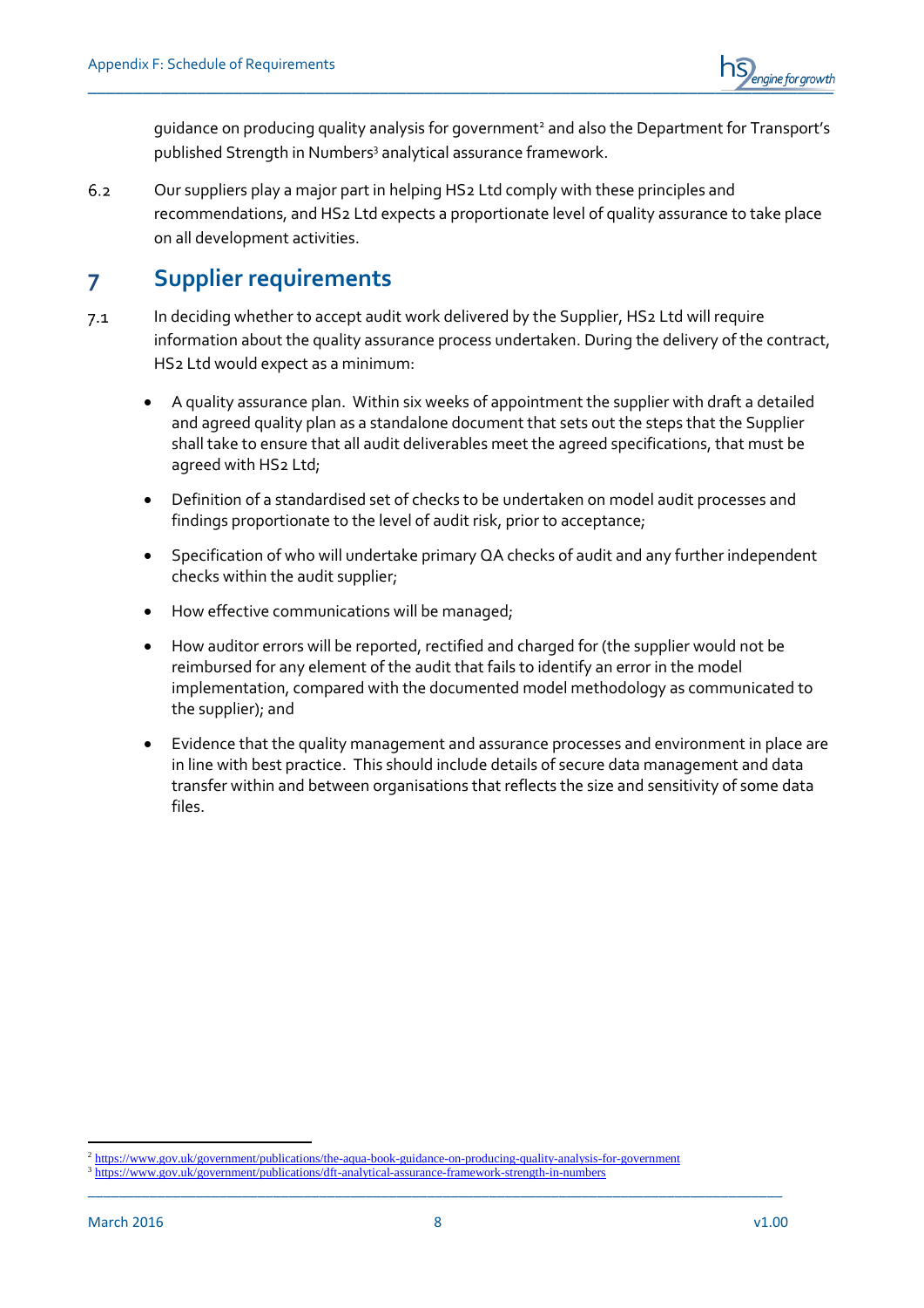guidance on producing quality analysis for government[2] and also the Department for Transport's published Strength in Numbers[3] analytical assurance framework.

6.2 Our suppliers play a major part in helping HS2 Ltd comply with these principles and recommendations, and HS2 Ltd expects a proportionate level of quality assurance to take place on all development activities.

# 7 Supplier requirements

7.1 In deciding whether to accept audit work delivered by the Supplier, HS2 Ltd will require information about the quality assurance process undertaken. During the delivery of the contract, HS2 Ltd would expect as a minimum:

- A quality assurance plan. Within six weeks of appointment the supplier with draft a detailed and agreed quality plan as a standalone document that sets out the steps that the Supplier shall take to ensure that all audit deliverables meet the agreed specifications, that must be agreed with HS2 Ltd;
- Definition of a standardised set of checks to be undertaken on model audit processes and findings proportionate to the level of audit risk, prior to acceptance;
- Specification of who will undertake primary QA checks of audit and any further independent checks within the audit supplier;
- How effective communications will be managed;
- How auditor errors will be reported, rectified and charged for (the supplier would not be reimbursed for any element of the audit that fails to identify an error in the model implementation, compared with the documented model methodology as communicated to the supplier); and
- Evidence that the quality management and assurance processes and environment in place are in line with best practice. This should include details of secure data management and data transfer within and between organisations that reflects the size and sensitivity of some data files.

[2] https://www.gov.uk/government/publications/the-aqua-book-guidance-on-producing-quality-analysis-for-government

[3] https://www.gov.uk/government/publications/dft-analytical-assurance-framework-strength-in-numbers